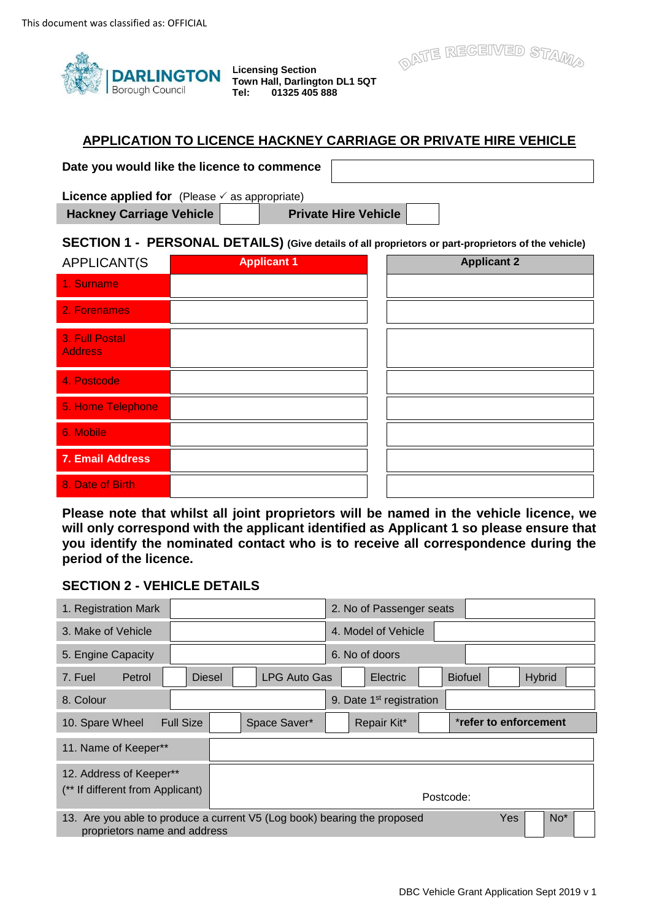This document was classified as: OFFICIAL

DARLINGTON Borough Council

**Licensing Section**
**Town Hall, Darlington DL1 5QT**
**Tel: 01325 405 888**

DATE RECEIVED STAMP

## APPLICATION TO LICENCE HACKNEY CARRIAGE OR PRIVATE HIRE VEHICLE

**Date you would like the licence to commence**

**Licence applied for** (Please ✓ as appropriate)

| **Hackney Carriage Vehicle** | | **Private Hire Vehicle** | |
|---|---|---|---|

### SECTION 1 - PERSONAL DETAILS) (Give details of all proprietors or part-proprietors of the vehicle)

| APPLICANT(S | **Applicant 1** | **Applicant 2** |
|---|---|---|
| 1. Surname | | |
| 2. Forenames | | |
| 3. Full Postal Address | | |
| 4. Postcode | | |
| 5. Home Telephone | | |
| 6. Mobile | | |
| **7. Email Address** | | |
| 8. Date of Birth | | |

**Please note that whilst all joint proprietors will be named in the vehicle licence, we will only correspond with the applicant identified as Applicant 1 so please ensure that you identify the nominated contact who is to receive all correspondence during the period of the licence.**

### SECTION 2 - VEHICLE DETAILS

| 1. Registration Mark | | 2. No of Passenger seats | |
|---|---|---|---|
| 3. Make of Vehicle | | 4. Model of Vehicle | |
| 5. Engine Capacity | | 6. No of doors | |
| 8. Colour | | 9. Date 1st registration | |

| 7. Fuel | Petrol | | Diesel | | LPG Auto Gas | | Electric | | Biofuel | | Hybrid | |
|---|---|---|---|---|---|---|---|---|---|---|---|---|

| 10. Spare Wheel | Full Size | | Space Saver* | | Repair Kit* | | ***refer to enforcement** |
|---|---|---|---|---|---|---|---|

| 11. Name of Keeper** | |
|---|---|
| 12. Address of Keeper** (** If different from Applicant) | Postcode: |

| 13. Are you able to produce a current V5 (Log book) bearing the proposed proprietors name and address | Yes | | No* | |
|---|---|---|---|---|

DBC Vehicle Grant Application Sept 2019 v 1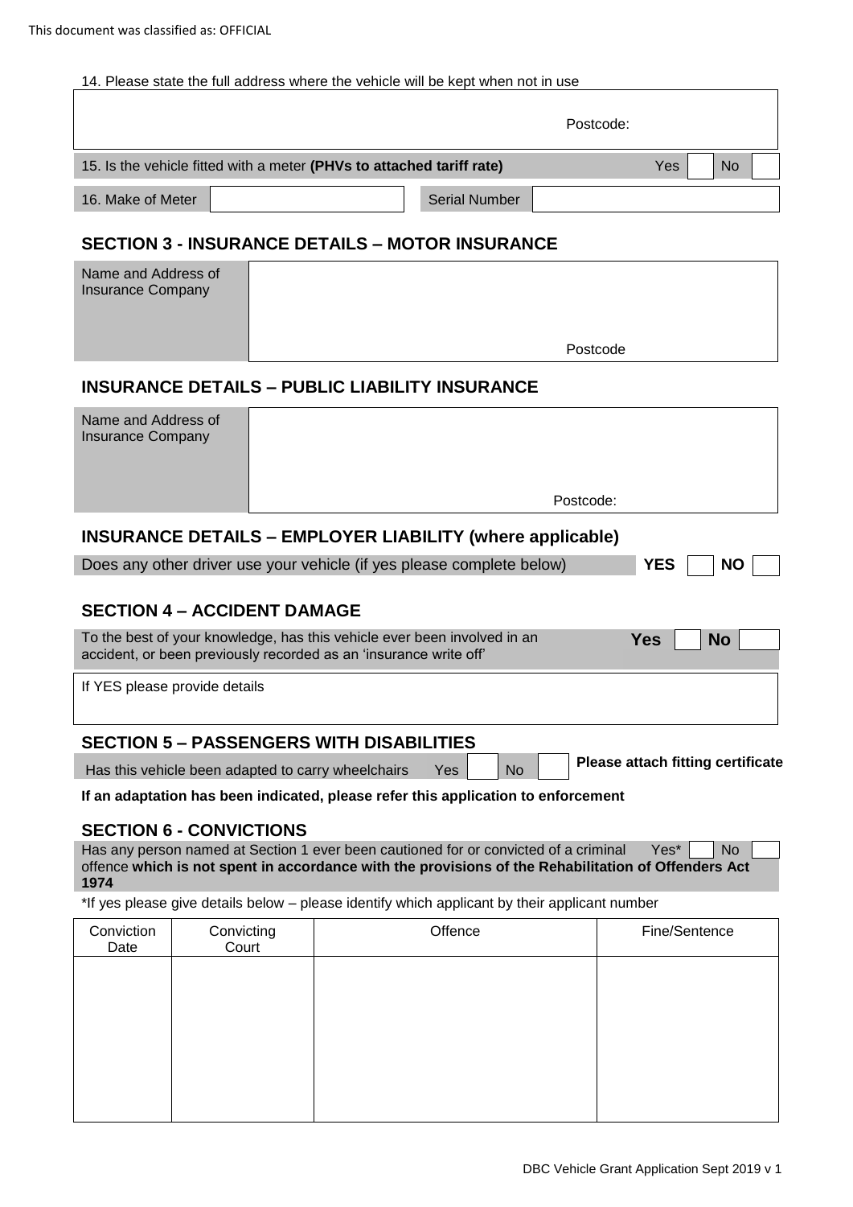14. Please state the full address where the vehicle will be kept when not in use

| | |
|---|---|
| | Postcode: |

| | | | | |
|---|---|---|---|---|
| 15. Is the vehicle fitted with a meter **(PHVs to attached tariff rate)** | Yes | | No | |

| | | | |
|---|---|---|---|
| 16. Make of Meter | | Serial Number | |

## SECTION 3 - INSURANCE DETAILS – MOTOR INSURANCE

| | |
|---|---|
| Name and Address of Insurance Company | Postcode |

## INSURANCE DETAILS – PUBLIC LIABILITY INSURANCE

| | |
|---|---|
| Name and Address of Insurance Company | Postcode: |

## INSURANCE DETAILS – EMPLOYER LIABILITY (where applicable)

| | | | | |
|---|---|---|---|---|
| Does any other driver use your vehicle (if yes please complete below) | **YES** | | **NO** | |

## SECTION 4 – ACCIDENT DAMAGE

| | | | | |
|---|---|---|---|---|
| To the best of your knowledge, has this vehicle ever been involved in an accident, or been previously recorded as an 'insurance write off' | **Yes** | | **No** | |

| |
|---|
| If YES please provide details |

## SECTION 5 – PASSENGERS WITH DISABILITIES

| | | | | | |
|---|---|---|---|---|---|
| Has this vehicle been adapted to carry wheelchairs | Yes | | No | | **Please attach fitting certificate** |

**If an adaptation has been indicated, please refer this application to enforcement**

## SECTION 6 - CONVICTIONS

| | | | | |
|---|---|---|---|---|
| Has any person named at Section 1 ever been cautioned for or convicted of a criminal offence **which is not spent in accordance with the provisions of the Rehabilitation of Offenders Act 1974** | Yes* | | No | |

*If yes please give details below – please identify which applicant by their applicant number

| Conviction Date | Convicting Court | Offence | Fine/Sentence |
|---|---|---|---|
| | | | |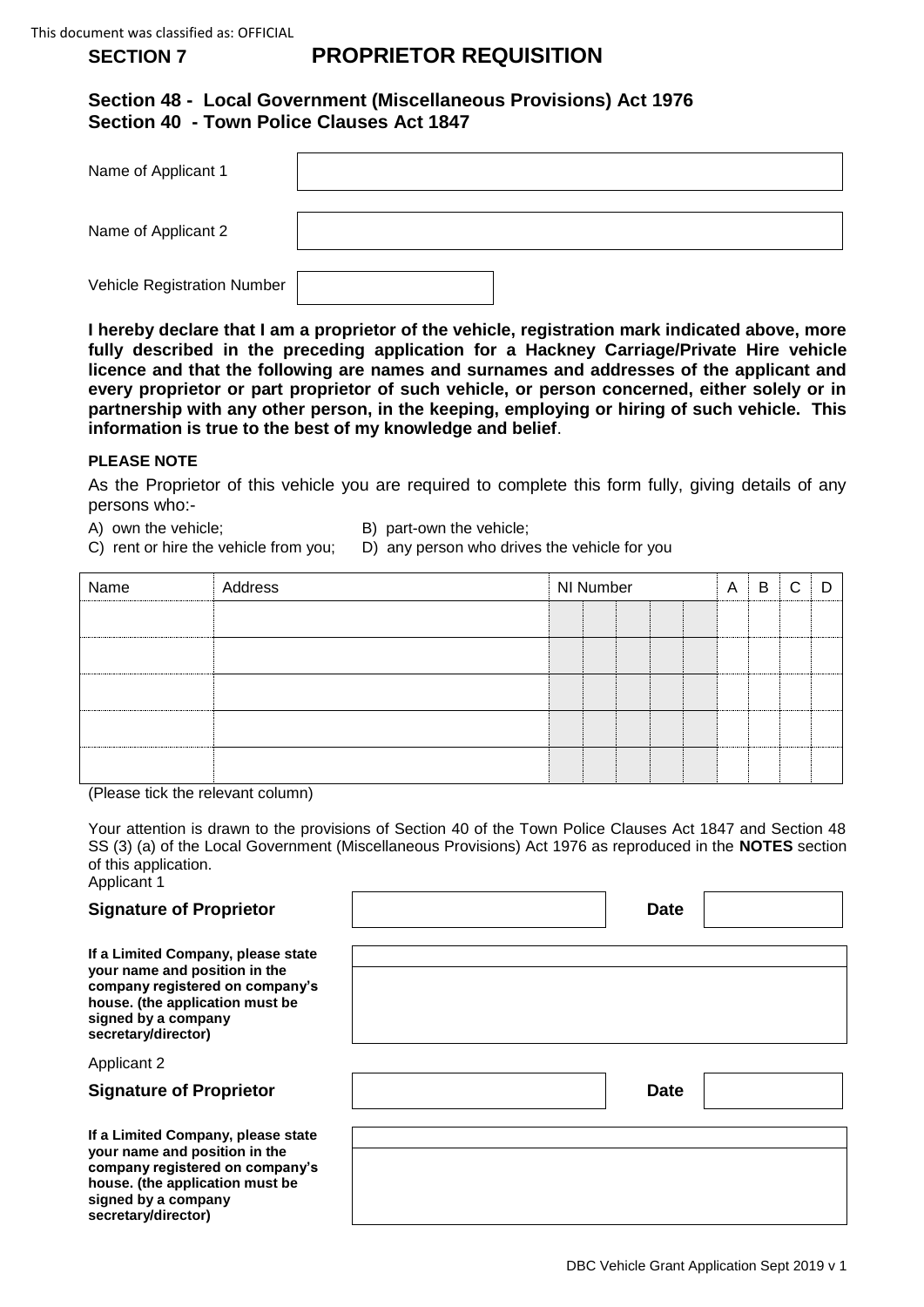# SECTION 7 PROPRIETOR REQUISITION

### Section 48 - Local Government (Miscellaneous Provisions) Act 1976
### Section 40 - Town Police Clauses Act 1847

| | |
|---|---|
| Name of Applicant 1 | |
| Name of Applicant 2 | |
| Vehicle Registration Number | |

**I hereby declare that I am a proprietor of the vehicle, registration mark indicated above, more fully described in the preceding application for a Hackney Carriage/Private Hire vehicle licence and that the following are names and surnames and addresses of the applicant and every proprietor or part proprietor of such vehicle, or person concerned, either solely or in partnership with any other person, in the keeping, employing or hiring of such vehicle. This information is true to the best of my knowledge and belief**.

**PLEASE NOTE**

As the Proprietor of this vehicle you are required to complete this form fully, giving details of any persons who:-

A) own the vehicle;
B) part-own the vehicle;
C) rent or hire the vehicle from you;
D) any person who drives the vehicle for you

| Name | Address | NI Number | | | | | A | B | C | D |
|---|---|---|---|---|---|---|---|---|---|---|
| | | | | | | | | | | |
| | | | | | | | | | | |
| | | | | | | | | | | |
| | | | | | | | | | | |
| | | | | | | | | | | |

(Please tick the relevant column)

Your attention is drawn to the provisions of Section 40 of the Town Police Clauses Act 1847 and Section 48 SS (3) (a) of the Local Government (Miscellaneous Provisions) Act 1976 as reproduced in the **NOTES** section of this application.

Applicant 1

| | | | |
|---|---|---|---|
| **Signature of Proprietor** | | **Date** | |

**If a Limited Company, please state your name and position in the company registered on company's house. (the application must be signed by a company secretary/director)**

Applicant 2

| | | | |
|---|---|---|---|
| **Signature of Proprietor** | | **Date** | |

**If a Limited Company, please state your name and position in the company registered on company's house. (the application must be signed by a company secretary/director)**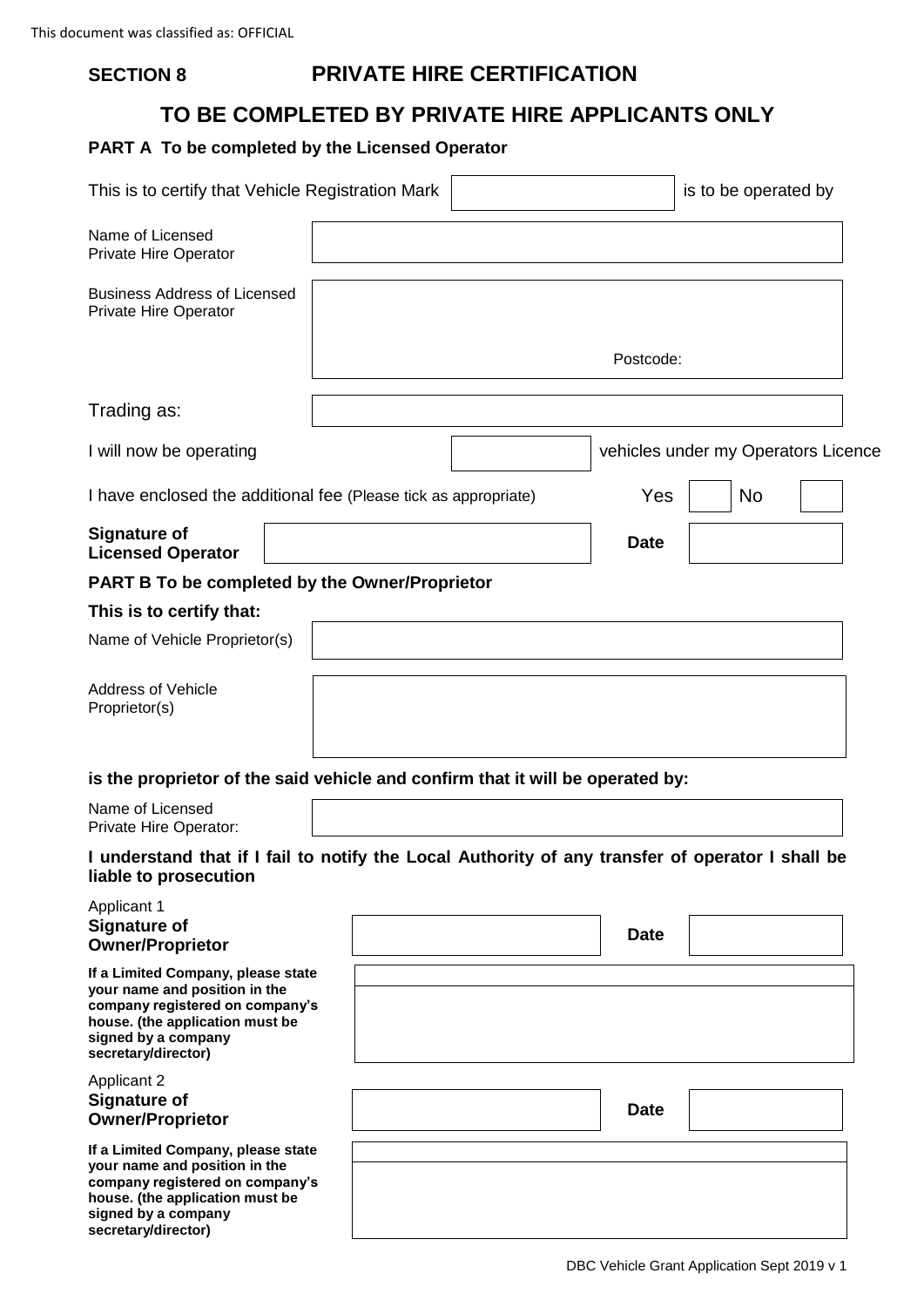This document was classified as: OFFICIAL

## SECTION 8 PRIVATE HIRE CERTIFICATION

## TO BE COMPLETED BY PRIVATE HIRE APPLICANTS ONLY

### PART A To be completed by the Licensed Operator

This is to certify that Vehicle Registration Mark | | is to be operated by

| | |
|---|---|
| Name of Licensed Private Hire Operator | |
| Business Address of Licensed Private Hire Operator | Postcode: |
| Trading as: | |

I will now be operating | | vehicles under my Operators Licence

I have enclosed the additional fee (Please tick as appropriate) Yes | | No | |

| **Signature of Licensed Operator** | | **Date** | |
|---|---|---|---|

### PART B To be completed by the Owner/Proprietor

**This is to certify that:**

| | |
|---|---|
| Name of Vehicle Proprietor(s) | |
| Address of Vehicle Proprietor(s) | |

**is the proprietor of the said vehicle and confirm that it will be operated by:**

| | |
|---|---|
| Name of Licensed Private Hire Operator: | |

**I understand that if I fail to notify the Local Authority of any transfer of operator I shall be liable to prosecution**

Applicant 1

| **Signature of Owner/Proprietor** | | **Date** | |
|---|---|---|---|
| **If a Limited Company, please state your name and position in the company registered on company's house. (the application must be signed by a company secretary/director)** | | | |

Applicant 2

| **Signature of Owner/Proprietor** | | **Date** | |
|---|---|---|---|
| **If a Limited Company, please state your name and position in the company registered on company's house. (the application must be signed by a company secretary/director)** | | | |

DBC Vehicle Grant Application Sept 2019 v 1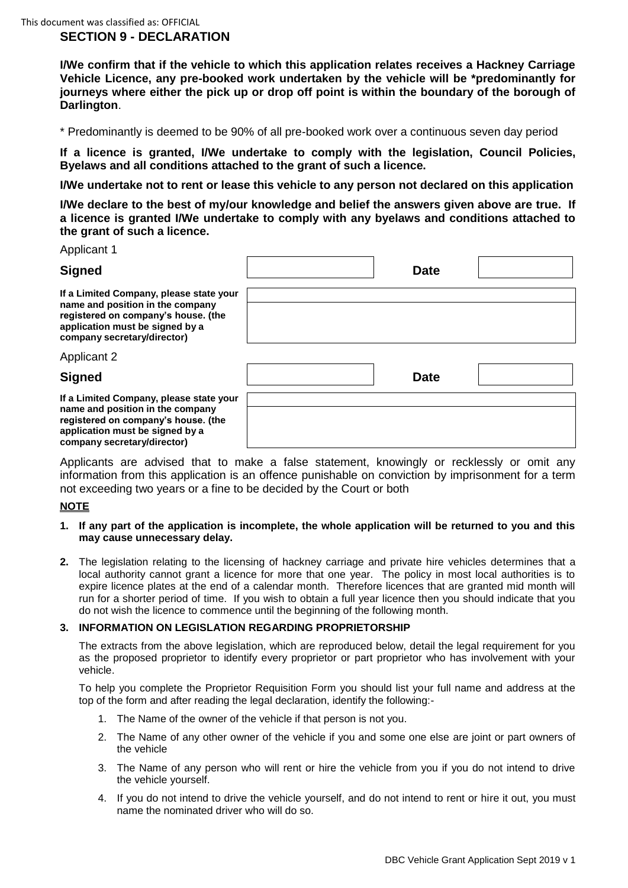## SECTION 9 - DECLARATION

**I/We confirm that if the vehicle to which this application relates receives a Hackney Carriage Vehicle Licence, any pre-booked work undertaken by the vehicle will be *predominantly for journeys where either the pick up or drop off point is within the boundary of the borough of Darlington**.

* Predominantly is deemed to be 90% of all pre-booked work over a continuous seven day period

**If a licence is granted, I/We undertake to comply with the legislation, Council Policies, Byelaws and all conditions attached to the grant of such a licence.**

**I/We undertake not to rent or lease this vehicle to any person not declared on this application**

**I/We declare to the best of my/our knowledge and belief the answers given above are true. If a licence is granted I/We undertake to comply with any byelaws and conditions attached to the grant of such a licence.**

Applicant 1

| **Signed** | | **Date** | |
|---|---|---|---|
| **If a Limited Company, please state your name and position in the company registered on company's house. (the application must be signed by a company secretary/director)** | | | |

Applicant 2

| **Signed** | | **Date** | |
|---|---|---|---|
| **If a Limited Company, please state your name and position in the company registered on company's house. (the application must be signed by a company secretary/director)** | | | |

Applicants are advised that to make a false statement, knowingly or recklessly or omit any information from this application is an offence punishable on conviction by imprisonment for a term not exceeding two years or a fine to be decided by the Court or both

**NOTE**

1. **If any part of the application is incomplete, the whole application will be returned to you and this may cause unnecessary delay.**
2. The legislation relating to the licensing of hackney carriage and private hire vehicles determines that a local authority cannot grant a licence for more that one year. The policy in most local authorities is to expire licence plates at the end of a calendar month. Therefore licences that are granted mid month will run for a shorter period of time. If you wish to obtain a full year licence then you should indicate that you do not wish the licence to commence until the beginning of the following month.
3. **INFORMATION ON LEGISLATION REGARDING PROPRIETORSHIP**

   The extracts from the above legislation, which are reproduced below, detail the legal requirement for you as the proposed proprietor to identify every proprietor or part proprietor who has involvement with your vehicle.

   To help you complete the Proprietor Requisition Form you should list your full name and address at the top of the form and after reading the legal declaration, identify the following:-

   1. The Name of the owner of the vehicle if that person is not you.
   2. The Name of any other owner of the vehicle if you and some one else are joint or part owners of the vehicle
   3. The Name of any person who will rent or hire the vehicle from you if you do not intend to drive the vehicle yourself.
   4. If you do not intend to drive the vehicle yourself, and do not intend to rent or hire it out, you must name the nominated driver who will do so.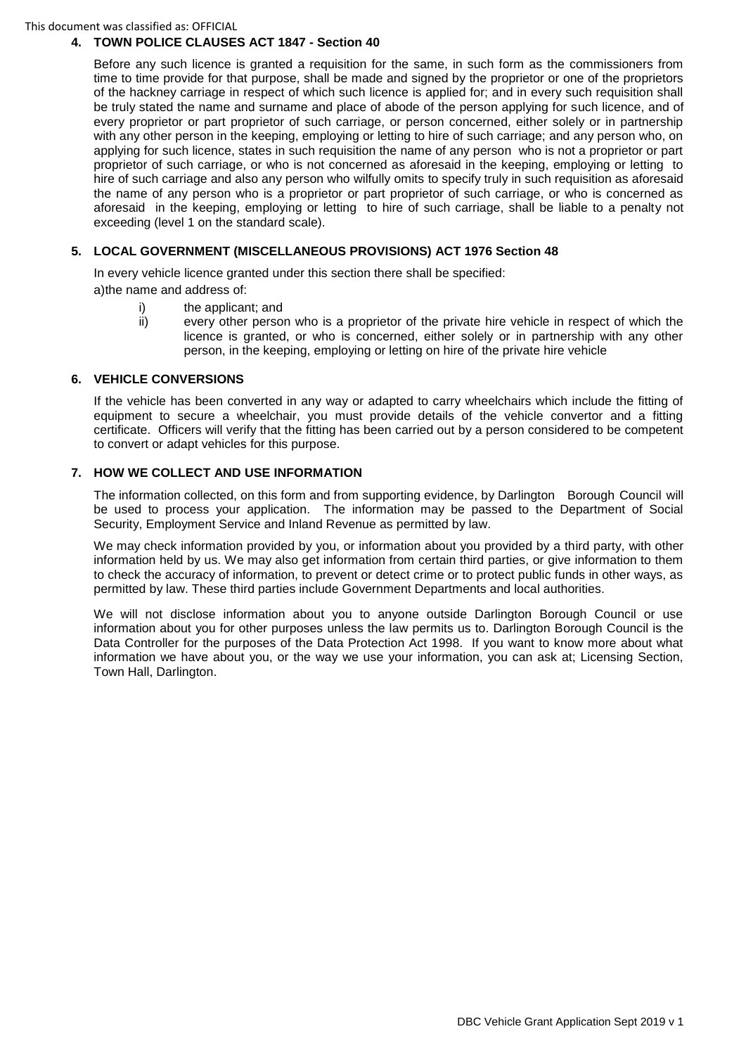## 4. TOWN POLICE CLAUSES ACT 1847 - Section 40

Before any such licence is granted a requisition for the same, in such form as the commissioners from time to time provide for that purpose, shall be made and signed by the proprietor or one of the proprietors of the hackney carriage in respect of which such licence is applied for; and in every such requisition shall be truly stated the name and surname and place of abode of the person applying for such licence, and of every proprietor or part proprietor of such carriage, or person concerned, either solely or in partnership with any other person in the keeping, employing or letting to hire of such carriage; and any person who, on applying for such licence, states in such requisition the name of any person who is not a proprietor or part proprietor of such carriage, or who is not concerned as aforesaid in the keeping, employing or letting to hire of such carriage and also any person who wilfully omits to specify truly in such requisition as aforesaid the name of any person who is a proprietor or part proprietor of such carriage, or who is concerned as aforesaid in the keeping, employing or letting to hire of such carriage, shall be liable to a penalty not exceeding (level 1 on the standard scale).

## 5. LOCAL GOVERNMENT (MISCELLANEOUS PROVISIONS) ACT 1976 Section 48

In every vehicle licence granted under this section there shall be specified:

a)the name and address of:

- i) the applicant; and
- ii) every other person who is a proprietor of the private hire vehicle in respect of which the licence is granted, or who is concerned, either solely or in partnership with any other person, in the keeping, employing or letting on hire of the private hire vehicle

## 6. VEHICLE CONVERSIONS

If the vehicle has been converted in any way or adapted to carry wheelchairs which include the fitting of equipment to secure a wheelchair, you must provide details of the vehicle convertor and a fitting certificate. Officers will verify that the fitting has been carried out by a person considered to be competent to convert or adapt vehicles for this purpose.

## 7. HOW WE COLLECT AND USE INFORMATION

The information collected, on this form and from supporting evidence, by Darlington Borough Council will be used to process your application. The information may be passed to the Department of Social Security, Employment Service and Inland Revenue as permitted by law.

We may check information provided by you, or information about you provided by a third party, with other information held by us. We may also get information from certain third parties, or give information to them to check the accuracy of information, to prevent or detect crime or to protect public funds in other ways, as permitted by law. These third parties include Government Departments and local authorities.

We will not disclose information about you to anyone outside Darlington Borough Council or use information about you for other purposes unless the law permits us to. Darlington Borough Council is the Data Controller for the purposes of the Data Protection Act 1998. If you want to know more about what information we have about you, or the way we use your information, you can ask at; Licensing Section, Town Hall, Darlington.